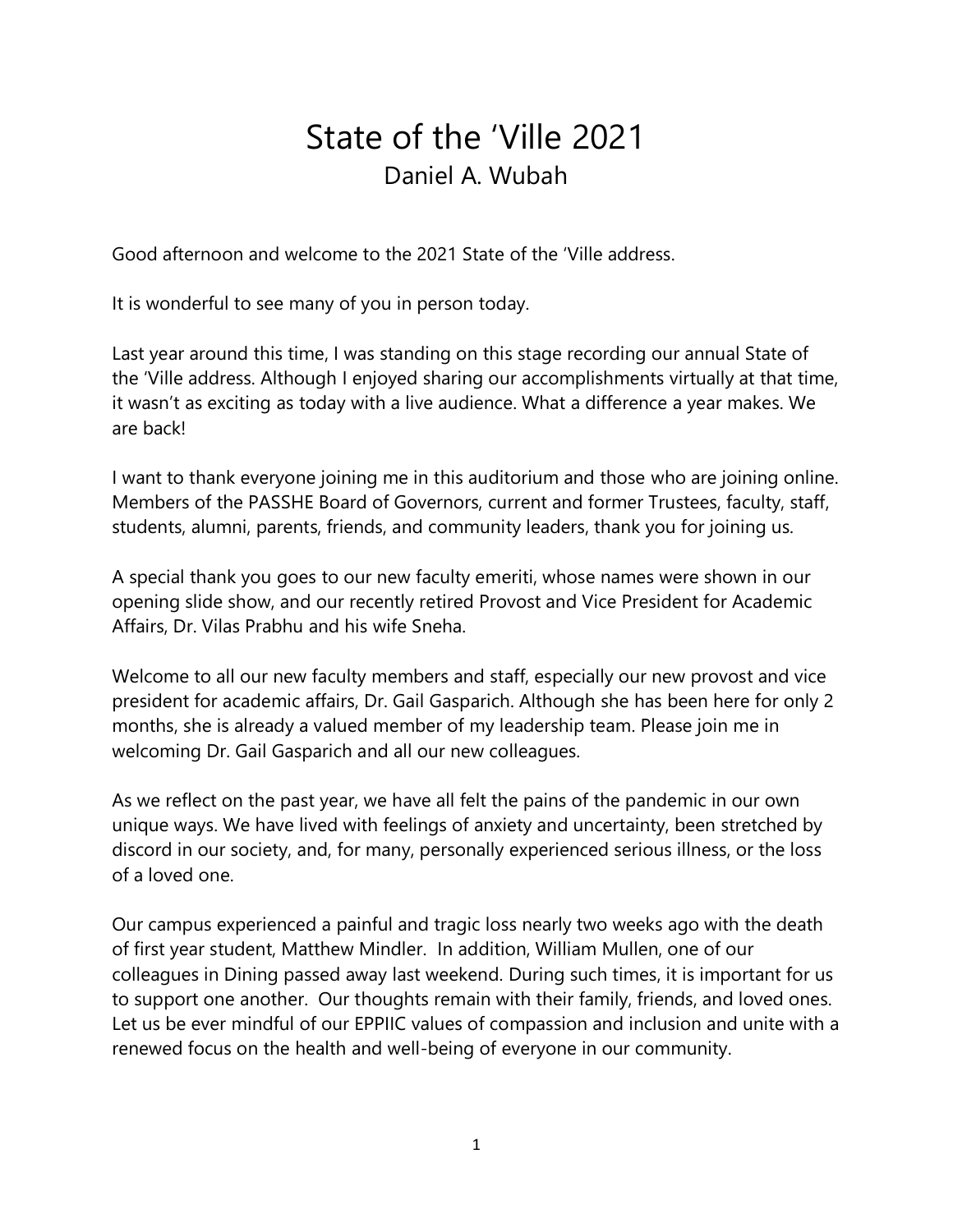# State of the 'Ville 2021

## Daniel A. Wubah

Good afternoon and welcome to the 2021 State of the 'Ville address.

It is wonderful to see many of you in person today.

Last year around this time, I was standing on this stage recording our annual State of the 'Ville address. Although I enjoyed sharing our accomplishments virtually at that time, it wasn't as exciting as today with a live audience. What a difference a year makes. We are back!

I want to thank everyone joining me in this auditorium and those who are joining online. Members of the PASSHE Board of Governors, current and former Trustees, faculty, staff, students, alumni, parents, friends, and community leaders, thank you for joining us.

A special thank you goes to our new faculty emeriti, whose names were shown in our opening slide show, and our recently retired Provost and Vice President for Academic Affairs, Dr. Vilas Prabhu and his wife Sneha.

Welcome to all our new faculty members and staff, especially our new provost and vice president for academic affairs, Dr. Gail Gasparich. Although she has been here for only 2 months, she is already a valued member of my leadership team. Please join me in welcoming Dr. Gail Gasparich and all our new colleagues.

As we reflect on the past year, we have all felt the pains of the pandemic in our own unique ways. We have lived with feelings of anxiety and uncertainty, been stretched by discord in our society, and, for many, personally experienced serious illness, or the loss of a loved one.

Our campus experienced a painful and tragic loss nearly two weeks ago with the death of first year student, Matthew Mindler. In addition, William Mullen, one of our colleagues in Dining passed away last weekend. During such times, it is important for us to support one another. Our thoughts remain with their family, friends, and loved ones. Let us be ever mindful of our EPPIIC values of compassion and inclusion and unite with a renewed focus on the health and well-being of everyone in our community.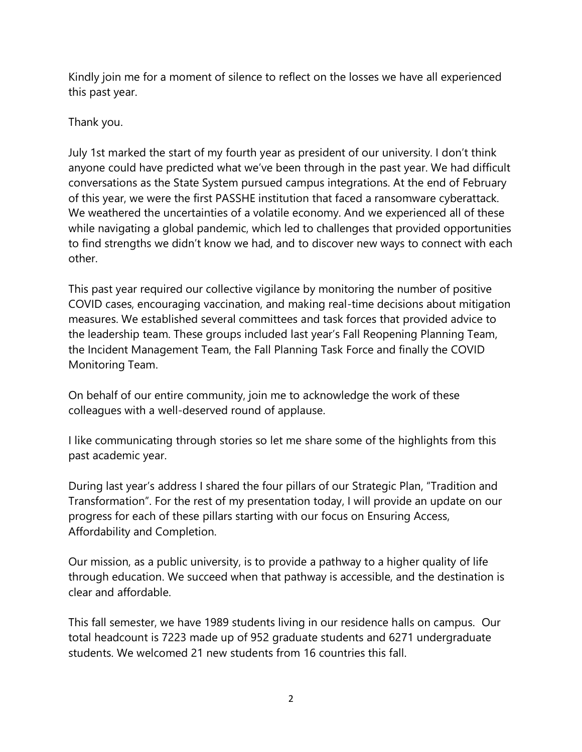Kindly join me for a moment of silence to reflect on the losses we have all experienced this past year.

Thank you.

July 1st marked the start of my fourth year as president of our university. I don't think anyone could have predicted what we've been through in the past year. We had difficult conversations as the State System pursued campus integrations. At the end of February of this year, we were the first PASSHE institution that faced a ransomware cyberattack. We weathered the uncertainties of a volatile economy. And we experienced all of these while navigating a global pandemic, which led to challenges that provided opportunities to find strengths we didn't know we had, and to discover new ways to connect with each other.

This past year required our collective vigilance by monitoring the number of positive COVID cases, encouraging vaccination, and making real-time decisions about mitigation measures. We established several committees and task forces that provided advice to the leadership team. These groups included last year's Fall Reopening Planning Team, the Incident Management Team, the Fall Planning Task Force and finally the COVID Monitoring Team.

On behalf of our entire community, join me to acknowledge the work of these colleagues with a well-deserved round of applause.

I like communicating through stories so let me share some of the highlights from this past academic year.

During last year's address I shared the four pillars of our Strategic Plan, "Tradition and Transformation". For the rest of my presentation today, I will provide an update on our progress for each of these pillars starting with our focus on Ensuring Access, Affordability and Completion.

Our mission, as a public university, is to provide a pathway to a higher quality of life through education. We succeed when that pathway is accessible, and the destination is clear and affordable.

This fall semester, we have 1989 students living in our residence halls on campus. Our total headcount is 7223 made up of 952 graduate students and 6271 undergraduate students. We welcomed 21 new students from 16 countries this fall.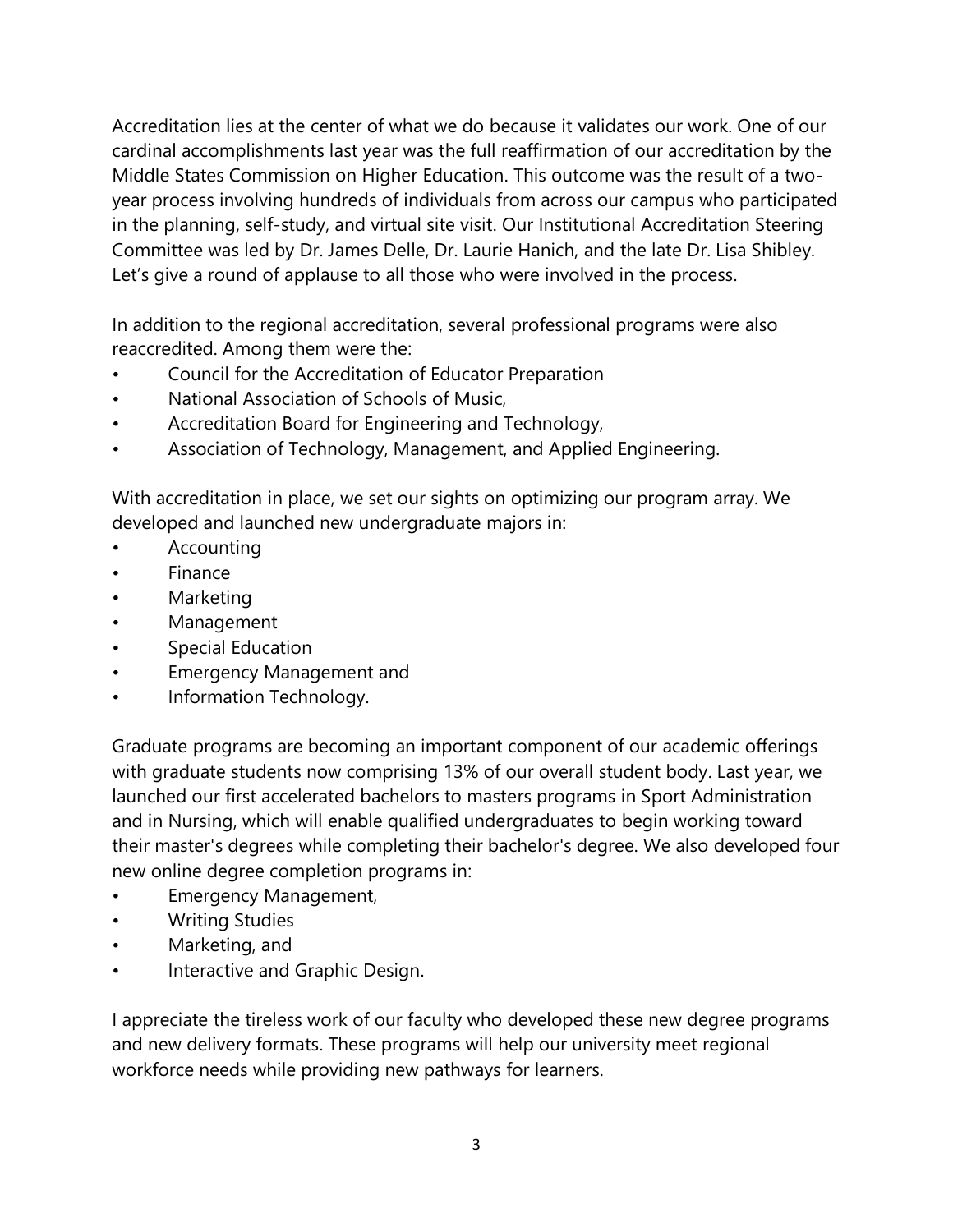Accreditation lies at the center of what we do because it validates our work. One of our cardinal accomplishments last year was the full reaffirmation of our accreditation by the Middle States Commission on Higher Education. This outcome was the result of a two-year process involving hundreds of individuals from across our campus who participated in the planning, self-study, and virtual site visit. Our Institutional Accreditation Steering Committee was led by Dr. James Delle, Dr. Laurie Hanich, and the late Dr. Lisa Shibley. Let's give a round of applause to all those who were involved in the process.

In addition to the regional accreditation, several professional programs were also reaccredited. Among them were the:

- Council for the Accreditation of Educator Preparation
- National Association of Schools of Music,
- Accreditation Board for Engineering and Technology,
- Association of Technology, Management, and Applied Engineering.

With accreditation in place, we set our sights on optimizing our program array. We developed and launched new undergraduate majors in:

- Accounting
- Finance
- Marketing
- Management
- Special Education
- Emergency Management and
- Information Technology.

Graduate programs are becoming an important component of our academic offerings with graduate students now comprising 13% of our overall student body. Last year, we launched our first accelerated bachelors to masters programs in Sport Administration and in Nursing, which will enable qualified undergraduates to begin working toward their master's degrees while completing their bachelor's degree. We also developed four new online degree completion programs in:

- Emergency Management,
- Writing Studies
- Marketing, and
- Interactive and Graphic Design.

I appreciate the tireless work of our faculty who developed these new degree programs and new delivery formats. These programs will help our university meet regional workforce needs while providing new pathways for learners.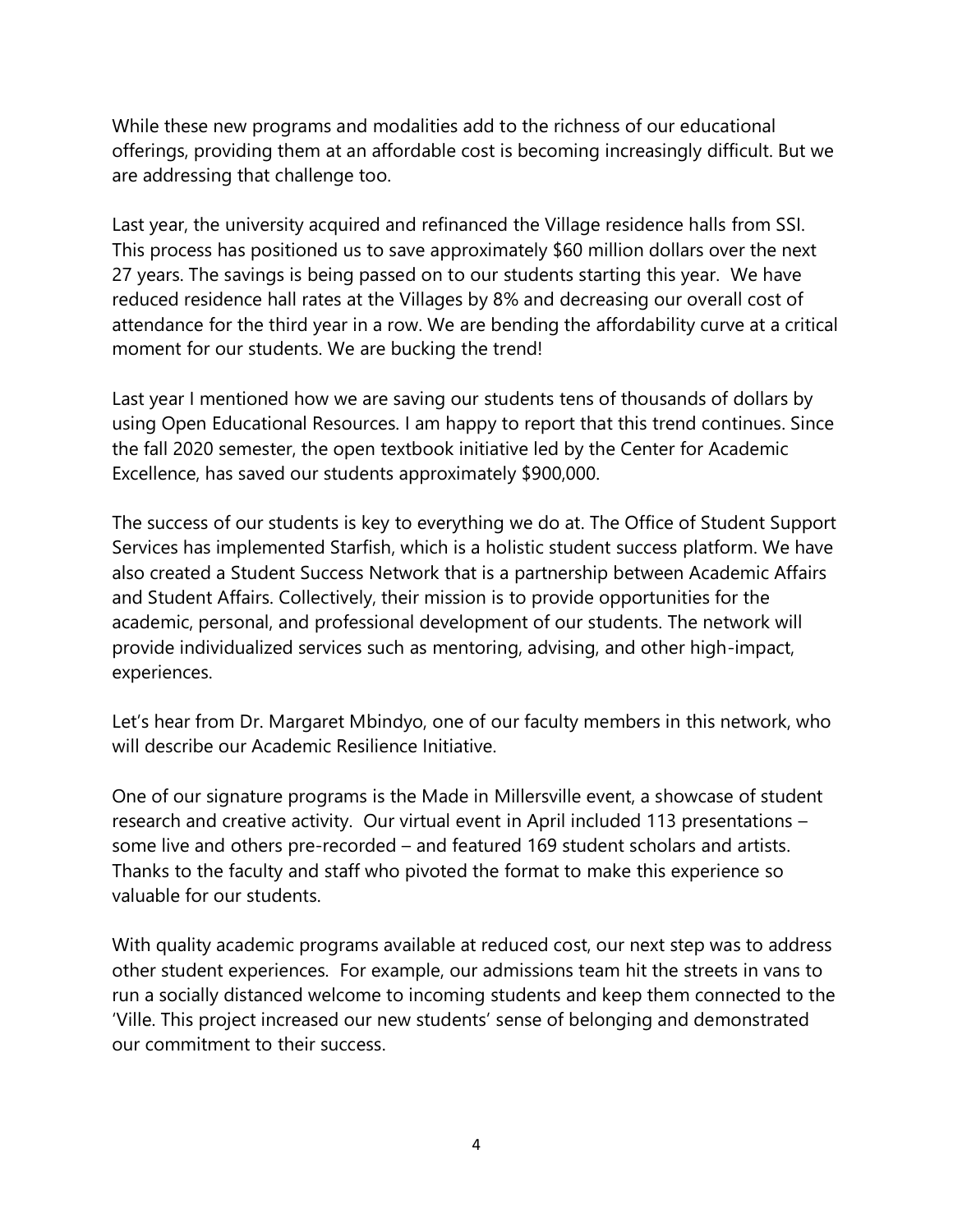While these new programs and modalities add to the richness of our educational offerings, providing them at an affordable cost is becoming increasingly difficult. But we are addressing that challenge too.

Last year, the university acquired and refinanced the Village residence halls from SSI. This process has positioned us to save approximately $60 million dollars over the next 27 years. The savings is being passed on to our students starting this year. We have reduced residence hall rates at the Villages by 8% and decreasing our overall cost of attendance for the third year in a row. We are bending the affordability curve at a critical moment for our students. We are bucking the trend!

Last year I mentioned how we are saving our students tens of thousands of dollars by using Open Educational Resources. I am happy to report that this trend continues. Since the fall 2020 semester, the open textbook initiative led by the Center for Academic Excellence, has saved our students approximately $900,000.

The success of our students is key to everything we do at. The Office of Student Support Services has implemented Starfish, which is a holistic student success platform. We have also created a Student Success Network that is a partnership between Academic Affairs and Student Affairs. Collectively, their mission is to provide opportunities for the academic, personal, and professional development of our students. The network will provide individualized services such as mentoring, advising, and other high-impact, experiences.

Let's hear from Dr. Margaret Mbindyo, one of our faculty members in this network, who will describe our Academic Resilience Initiative.

One of our signature programs is the Made in Millersville event, a showcase of student research and creative activity. Our virtual event in April included 113 presentations – some live and others pre-recorded – and featured 169 student scholars and artists. Thanks to the faculty and staff who pivoted the format to make this experience so valuable for our students.

With quality academic programs available at reduced cost, our next step was to address other student experiences. For example, our admissions team hit the streets in vans to run a socially distanced welcome to incoming students and keep them connected to the 'Ville. This project increased our new students' sense of belonging and demonstrated our commitment to their success.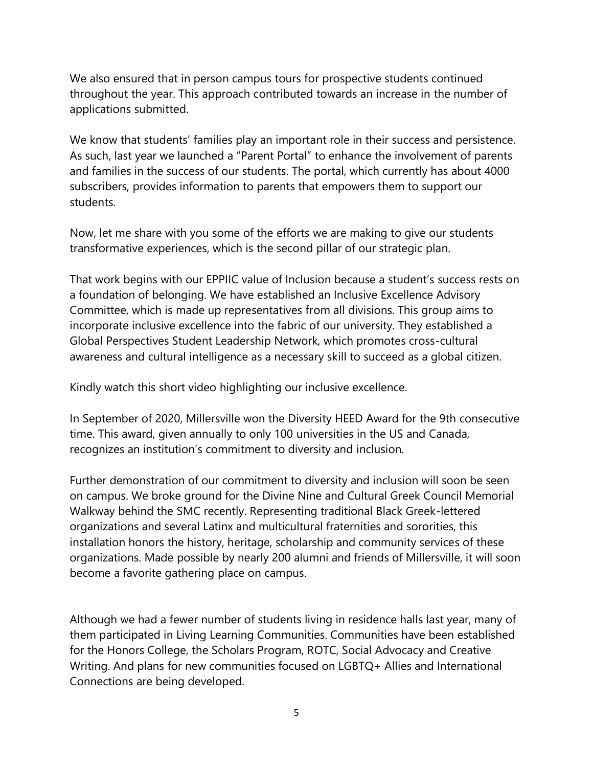We also ensured that in person campus tours for prospective students continued throughout the year. This approach contributed towards an increase in the number of applications submitted.

We know that students' families play an important role in their success and persistence. As such, last year we launched a "Parent Portal" to enhance the involvement of parents and families in the success of our students. The portal, which currently has about 4000 subscribers, provides information to parents that empowers them to support our students.

Now, let me share with you some of the efforts we are making to give our students transformative experiences, which is the second pillar of our strategic plan.

That work begins with our EPPIIC value of Inclusion because a student's success rests on a foundation of belonging. We have established an Inclusive Excellence Advisory Committee, which is made up representatives from all divisions. This group aims to incorporate inclusive excellence into the fabric of our university. They established a Global Perspectives Student Leadership Network, which promotes cross-cultural awareness and cultural intelligence as a necessary skill to succeed as a global citizen.

Kindly watch this short video highlighting our inclusive excellence.

In September of 2020, Millersville won the Diversity HEED Award for the 9th consecutive time. This award, given annually to only 100 universities in the US and Canada, recognizes an institution's commitment to diversity and inclusion.

Further demonstration of our commitment to diversity and inclusion will soon be seen on campus. We broke ground for the Divine Nine and Cultural Greek Council Memorial Walkway behind the SMC recently. Representing traditional Black Greek-lettered organizations and several Latinx and multicultural fraternities and sororities, this installation honors the history, heritage, scholarship and community services of these organizations. Made possible by nearly 200 alumni and friends of Millersville, it will soon become a favorite gathering place on campus.

Although we had a fewer number of students living in residence halls last year, many of them participated in Living Learning Communities. Communities have been established for the Honors College, the Scholars Program, ROTC, Social Advocacy and Creative Writing. And plans for new communities focused on LGBTQ+ Allies and International Connections are being developed.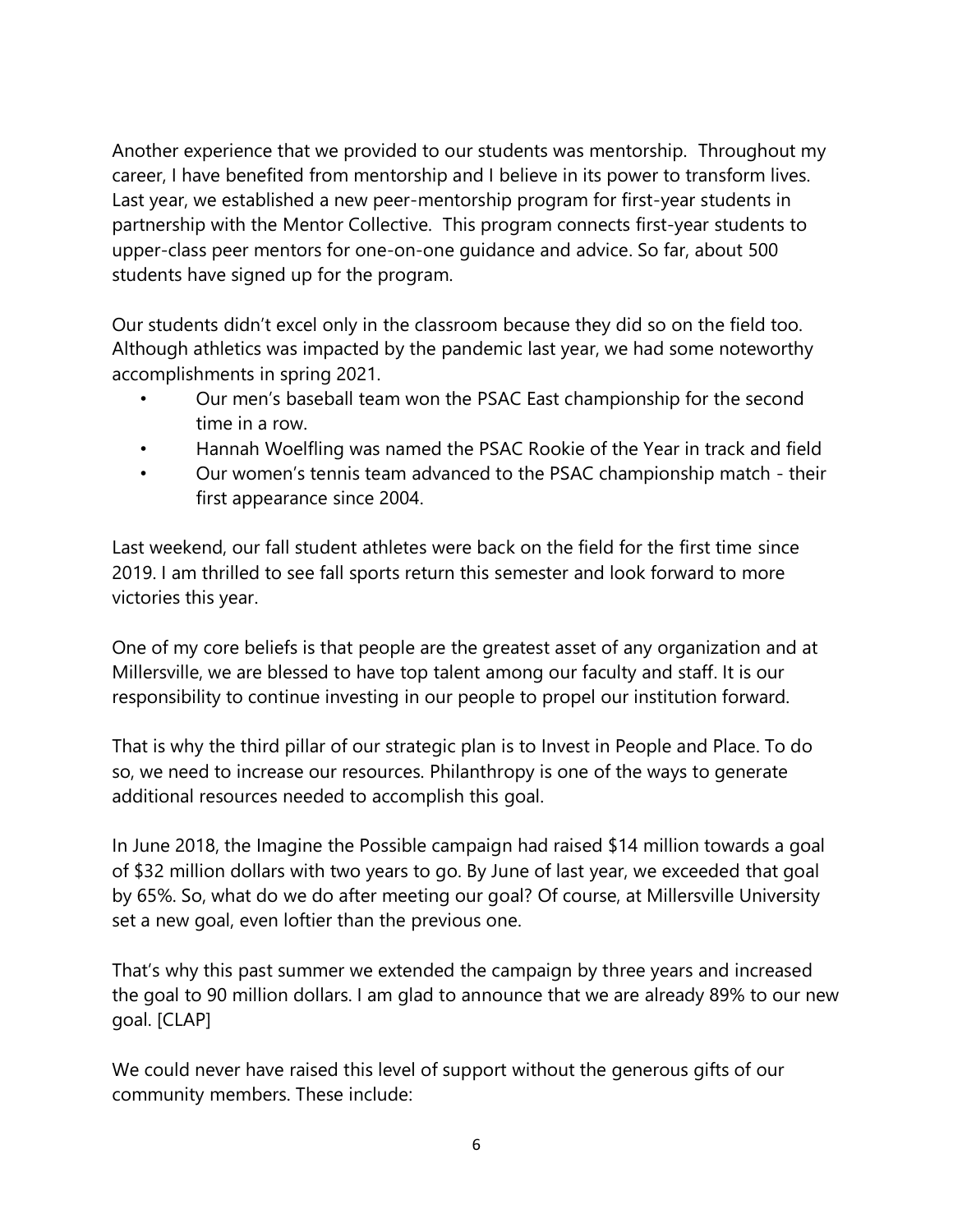Another experience that we provided to our students was mentorship. Throughout my career, I have benefited from mentorship and I believe in its power to transform lives. Last year, we established a new peer-mentorship program for first-year students in partnership with the Mentor Collective. This program connects first-year students to upper-class peer mentors for one-on-one guidance and advice. So far, about 500 students have signed up for the program.

Our students didn't excel only in the classroom because they did so on the field too. Although athletics was impacted by the pandemic last year, we had some noteworthy accomplishments in spring 2021.

- Our men's baseball team won the PSAC East championship for the second time in a row.
- Hannah Woelfling was named the PSAC Rookie of the Year in track and field
- Our women's tennis team advanced to the PSAC championship match - their first appearance since 2004.

Last weekend, our fall student athletes were back on the field for the first time since 2019. I am thrilled to see fall sports return this semester and look forward to more victories this year.

One of my core beliefs is that people are the greatest asset of any organization and at Millersville, we are blessed to have top talent among our faculty and staff. It is our responsibility to continue investing in our people to propel our institution forward.

That is why the third pillar of our strategic plan is to Invest in People and Place. To do so, we need to increase our resources. Philanthropy is one of the ways to generate additional resources needed to accomplish this goal.

In June 2018, the Imagine the Possible campaign had raised $14 million towards a goal of $32 million dollars with two years to go. By June of last year, we exceeded that goal by 65%. So, what do we do after meeting our goal? Of course, at Millersville University set a new goal, even loftier than the previous one.

That's why this past summer we extended the campaign by three years and increased the goal to 90 million dollars. I am glad to announce that we are already 89% to our new goal. [CLAP]

We could never have raised this level of support without the generous gifts of our community members. These include: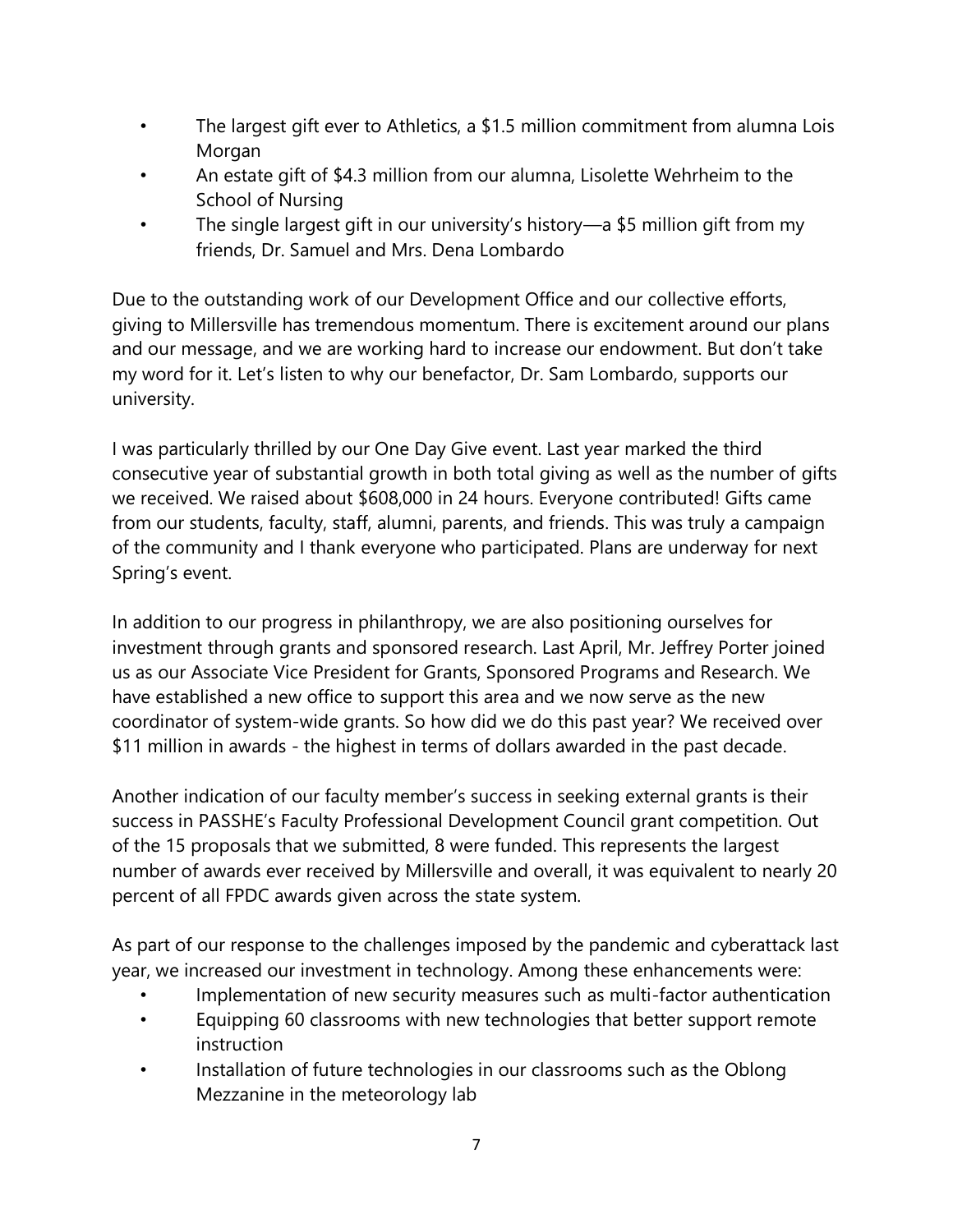- The largest gift ever to Athletics, a $1.5 million commitment from alumna Lois Morgan
- An estate gift of $4.3 million from our alumna, Lisolette Wehrheim to the School of Nursing
- The single largest gift in our university's history—a $5 million gift from my friends, Dr. Samuel and Mrs. Dena Lombardo

Due to the outstanding work of our Development Office and our collective efforts, giving to Millersville has tremendous momentum. There is excitement around our plans and our message, and we are working hard to increase our endowment. But don't take my word for it. Let's listen to why our benefactor, Dr. Sam Lombardo, supports our university.

I was particularly thrilled by our One Day Give event. Last year marked the third consecutive year of substantial growth in both total giving as well as the number of gifts we received. We raised about $608,000 in 24 hours. Everyone contributed! Gifts came from our students, faculty, staff, alumni, parents, and friends. This was truly a campaign of the community and I thank everyone who participated. Plans are underway for next Spring's event.

In addition to our progress in philanthropy, we are also positioning ourselves for investment through grants and sponsored research. Last April, Mr. Jeffrey Porter joined us as our Associate Vice President for Grants, Sponsored Programs and Research. We have established a new office to support this area and we now serve as the new coordinator of system-wide grants. So how did we do this past year? We received over $11 million in awards - the highest in terms of dollars awarded in the past decade.

Another indication of our faculty member's success in seeking external grants is their success in PASSHE's Faculty Professional Development Council grant competition. Out of the 15 proposals that we submitted, 8 were funded. This represents the largest number of awards ever received by Millersville and overall, it was equivalent to nearly 20 percent of all FPDC awards given across the state system.

As part of our response to the challenges imposed by the pandemic and cyberattack last year, we increased our investment in technology. Among these enhancements were:

- Implementation of new security measures such as multi-factor authentication
- Equipping 60 classrooms with new technologies that better support remote instruction
- Installation of future technologies in our classrooms such as the Oblong Mezzanine in the meteorology lab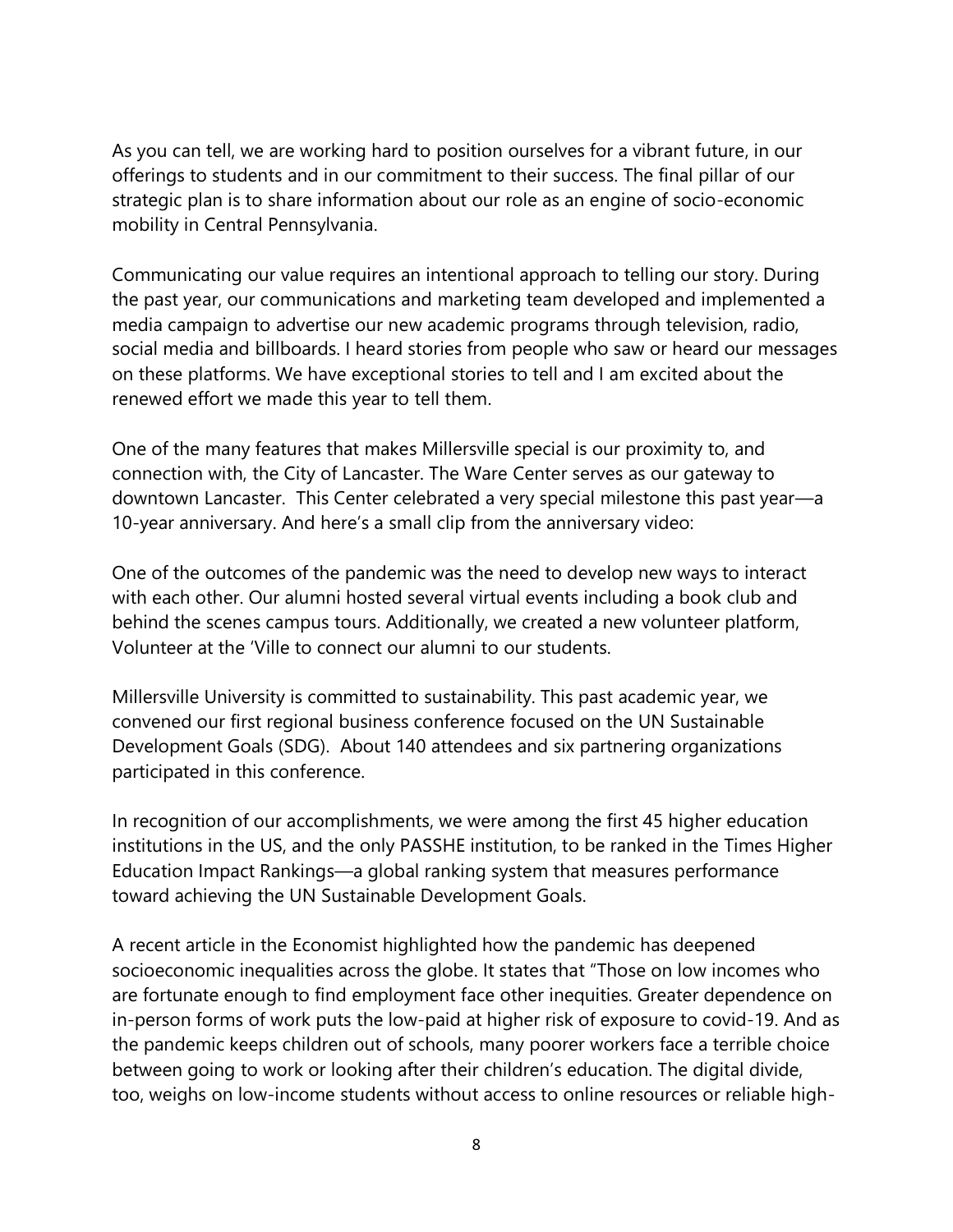As you can tell, we are working hard to position ourselves for a vibrant future, in our offerings to students and in our commitment to their success. The final pillar of our strategic plan is to share information about our role as an engine of socio-economic mobility in Central Pennsylvania.

Communicating our value requires an intentional approach to telling our story. During the past year, our communications and marketing team developed and implemented a media campaign to advertise our new academic programs through television, radio, social media and billboards. I heard stories from people who saw or heard our messages on these platforms. We have exceptional stories to tell and I am excited about the renewed effort we made this year to tell them.

One of the many features that makes Millersville special is our proximity to, and connection with, the City of Lancaster. The Ware Center serves as our gateway to downtown Lancaster.  This Center celebrated a very special milestone this past year—a 10-year anniversary. And here's a small clip from the anniversary video:

One of the outcomes of the pandemic was the need to develop new ways to interact with each other. Our alumni hosted several virtual events including a book club and behind the scenes campus tours. Additionally, we created a new volunteer platform, Volunteer at the 'Ville to connect our alumni to our students.

Millersville University is committed to sustainability. This past academic year, we convened our first regional business conference focused on the UN Sustainable Development Goals (SDG).  About 140 attendees and six partnering organizations participated in this conference.

In recognition of our accomplishments, we were among the first 45 higher education institutions in the US, and the only PASSHE institution, to be ranked in the Times Higher Education Impact Rankings—a global ranking system that measures performance toward achieving the UN Sustainable Development Goals.

A recent article in the Economist highlighted how the pandemic has deepened socioeconomic inequalities across the globe. It states that "Those on low incomes who are fortunate enough to find employment face other inequities. Greater dependence on in-person forms of work puts the low-paid at higher risk of exposure to covid-19. And as the pandemic keeps children out of schools, many poorer workers face a terrible choice between going to work or looking after their children's education. The digital divide, too, weighs on low-income students without access to online resources or reliable high-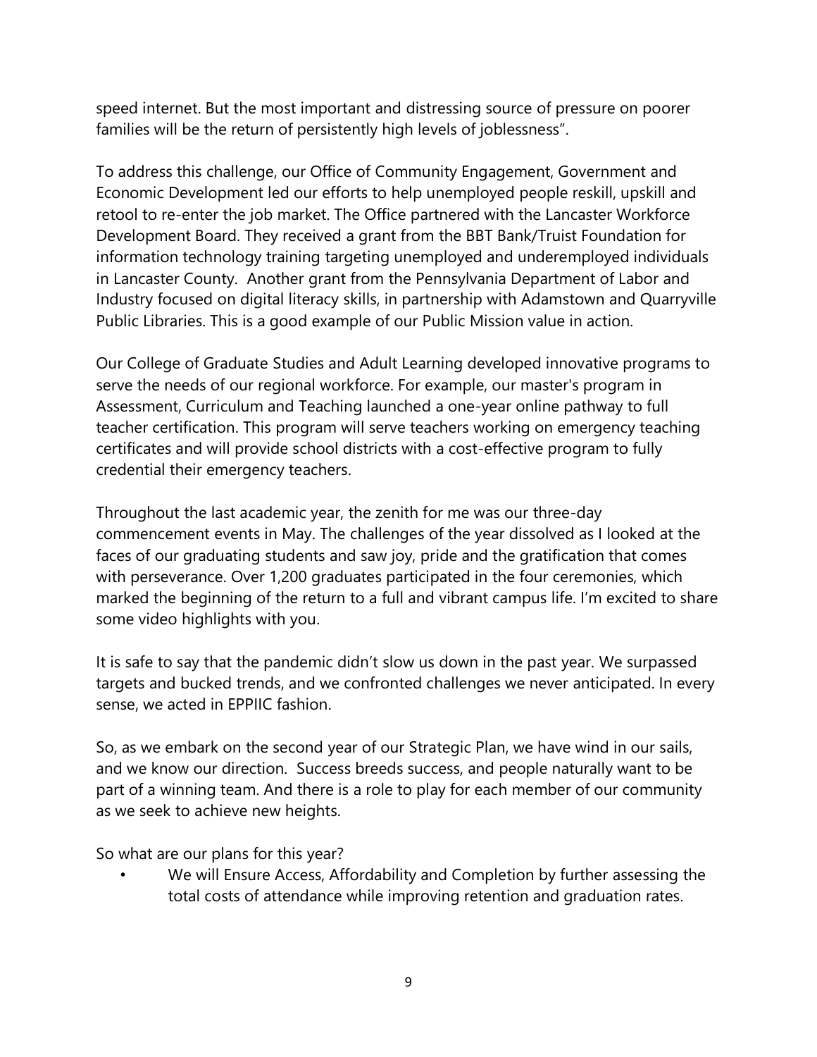speed internet. But the most important and distressing source of pressure on poorer families will be the return of persistently high levels of joblessness".

To address this challenge, our Office of Community Engagement, Government and Economic Development led our efforts to help unemployed people reskill, upskill and retool to re-enter the job market. The Office partnered with the Lancaster Workforce Development Board. They received a grant from the BBT Bank/Truist Foundation for information technology training targeting unemployed and underemployed individuals in Lancaster County. Another grant from the Pennsylvania Department of Labor and Industry focused on digital literacy skills, in partnership with Adamstown and Quarryville Public Libraries. This is a good example of our Public Mission value in action.

Our College of Graduate Studies and Adult Learning developed innovative programs to serve the needs of our regional workforce. For example, our master's program in Assessment, Curriculum and Teaching launched a one-year online pathway to full teacher certification. This program will serve teachers working on emergency teaching certificates and will provide school districts with a cost-effective program to fully credential their emergency teachers.

Throughout the last academic year, the zenith for me was our three-day commencement events in May. The challenges of the year dissolved as I looked at the faces of our graduating students and saw joy, pride and the gratification that comes with perseverance. Over 1,200 graduates participated in the four ceremonies, which marked the beginning of the return to a full and vibrant campus life. I'm excited to share some video highlights with you.

It is safe to say that the pandemic didn't slow us down in the past year. We surpassed targets and bucked trends, and we confronted challenges we never anticipated. In every sense, we acted in EPPIIC fashion.

So, as we embark on the second year of our Strategic Plan, we have wind in our sails, and we know our direction. Success breeds success, and people naturally want to be part of a winning team. And there is a role to play for each member of our community as we seek to achieve new heights.

So what are our plans for this year?

- We will Ensure Access, Affordability and Completion by further assessing the total costs of attendance while improving retention and graduation rates.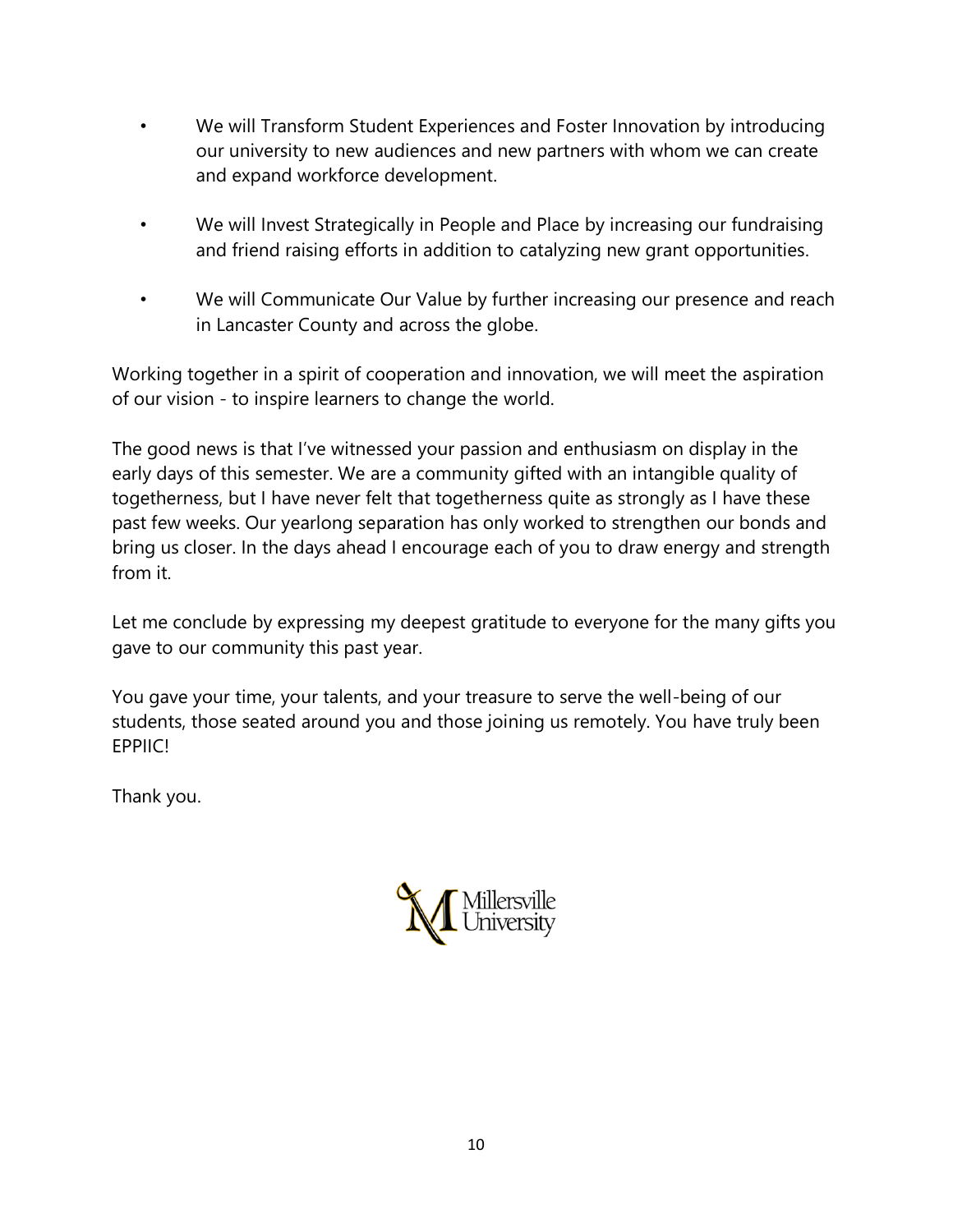- We will Transform Student Experiences and Foster Innovation by introducing our university to new audiences and new partners with whom we can create and expand workforce development.
- We will Invest Strategically in People and Place by increasing our fundraising and friend raising efforts in addition to catalyzing new grant opportunities.
- We will Communicate Our Value by further increasing our presence and reach in Lancaster County and across the globe.

Working together in a spirit of cooperation and innovation, we will meet the aspiration of our vision - to inspire learners to change the world.

The good news is that I've witnessed your passion and enthusiasm on display in the early days of this semester. We are a community gifted with an intangible quality of togetherness, but I have never felt that togetherness quite as strongly as I have these past few weeks. Our yearlong separation has only worked to strengthen our bonds and bring us closer. In the days ahead I encourage each of you to draw energy and strength from it.

Let me conclude by expressing my deepest gratitude to everyone for the many gifts you gave to our community this past year.

You gave your time, your talents, and your treasure to serve the well-being of our students, those seated around you and those joining us remotely. You have truly been EPPIIC!

Thank you.

Millersville University